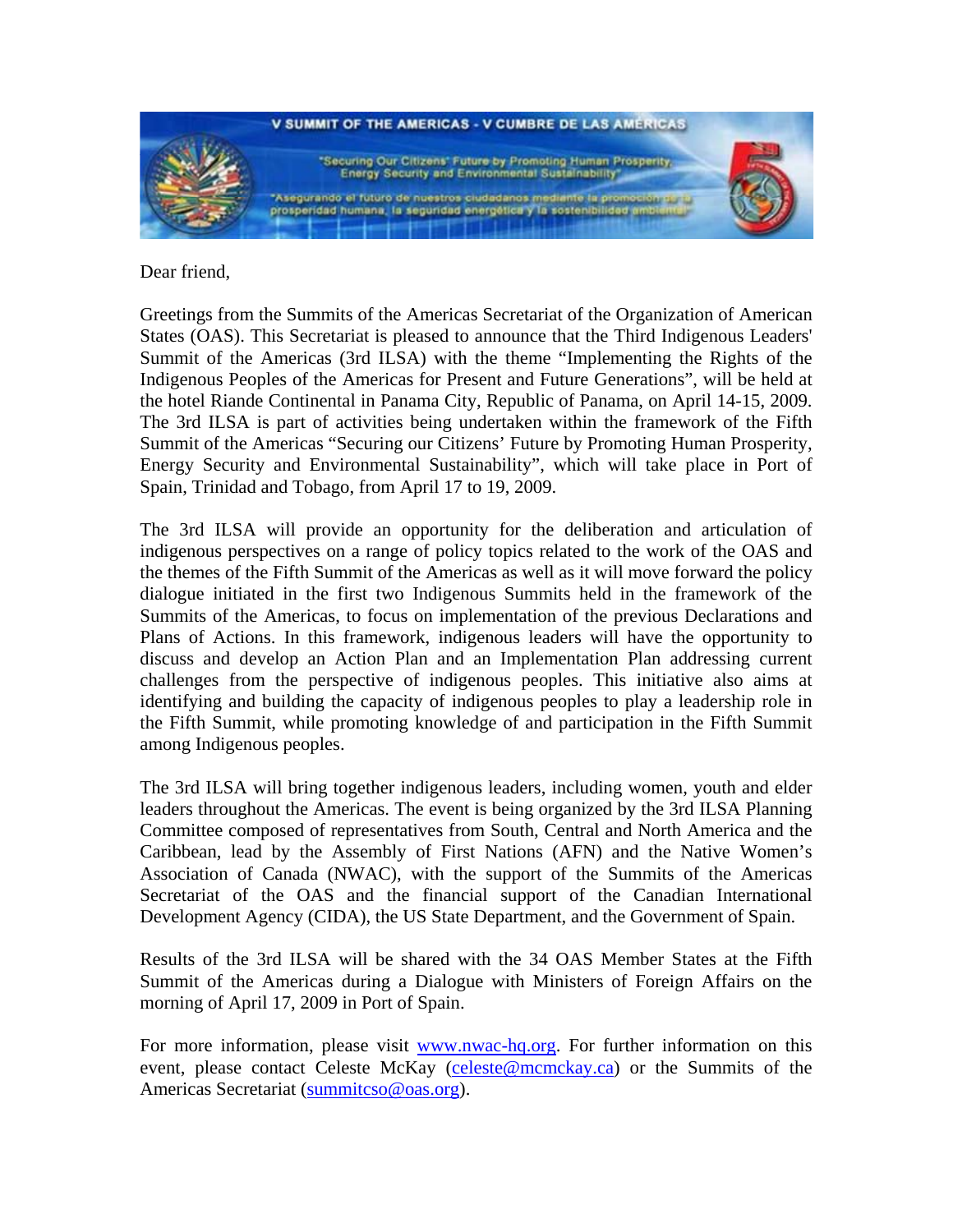V SUMMIT OF THE AMERICAS - V CUMBRE DE LAS AMERICAS

"Securing Our Citizens' Future by Promoting Human Prosperity, Energy Security and Environmental Sustainability"

"Asegurando el futuro de nuestros ciudadanos mediante la promoción de la prosperidad humana, la seguridad energética y la sostenibilidad ambiental"

Dear friend,

Greetings from the Summits of the Americas Secretariat of the Organization of American States (OAS). This Secretariat is pleased to announce that the Third Indigenous Leaders' Summit of the Americas (3rd ILSA) with the theme "Implementing the Rights of the Indigenous Peoples of the Americas for Present and Future Generations", will be held at the hotel Riande Continental in Panama City, Republic of Panama, on April 14-15, 2009. The 3rd ILSA is part of activities being undertaken within the framework of the Fifth Summit of the Americas "Securing our Citizens' Future by Promoting Human Prosperity, Energy Security and Environmental Sustainability", which will take place in Port of Spain, Trinidad and Tobago, from April 17 to 19, 2009.

The 3rd ILSA will provide an opportunity for the deliberation and articulation of indigenous perspectives on a range of policy topics related to the work of the OAS and the themes of the Fifth Summit of the Americas as well as it will move forward the policy dialogue initiated in the first two Indigenous Summits held in the framework of the Summits of the Americas, to focus on implementation of the previous Declarations and Plans of Actions. In this framework, indigenous leaders will have the opportunity to discuss and develop an Action Plan and an Implementation Plan addressing current challenges from the perspective of indigenous peoples. This initiative also aims at identifying and building the capacity of indigenous peoples to play a leadership role in the Fifth Summit, while promoting knowledge of and participation in the Fifth Summit among Indigenous peoples.

The 3rd ILSA will bring together indigenous leaders, including women, youth and elder leaders throughout the Americas. The event is being organized by the 3rd ILSA Planning Committee composed of representatives from South, Central and North America and the Caribbean, lead by the Assembly of First Nations (AFN) and the Native Women's Association of Canada (NWAC), with the support of the Summits of the Americas Secretariat of the OAS and the financial support of the Canadian International Development Agency (CIDA), the US State Department, and the Government of Spain.

Results of the 3rd ILSA will be shared with the 34 OAS Member States at the Fifth Summit of the Americas during a Dialogue with Ministers of Foreign Affairs on the morning of April 17, 2009 in Port of Spain.

For more information, please visit [www.nwac-hq.org](http://www.nwac-hq.org). For further information on this event, please contact Celeste McKay ([celeste@mcmckay.ca](mailto:celeste@mcmckay.ca)) or the Summits of the Americas Secretariat ([summitcso@oas.org](mailto:summitcso@oas.org)).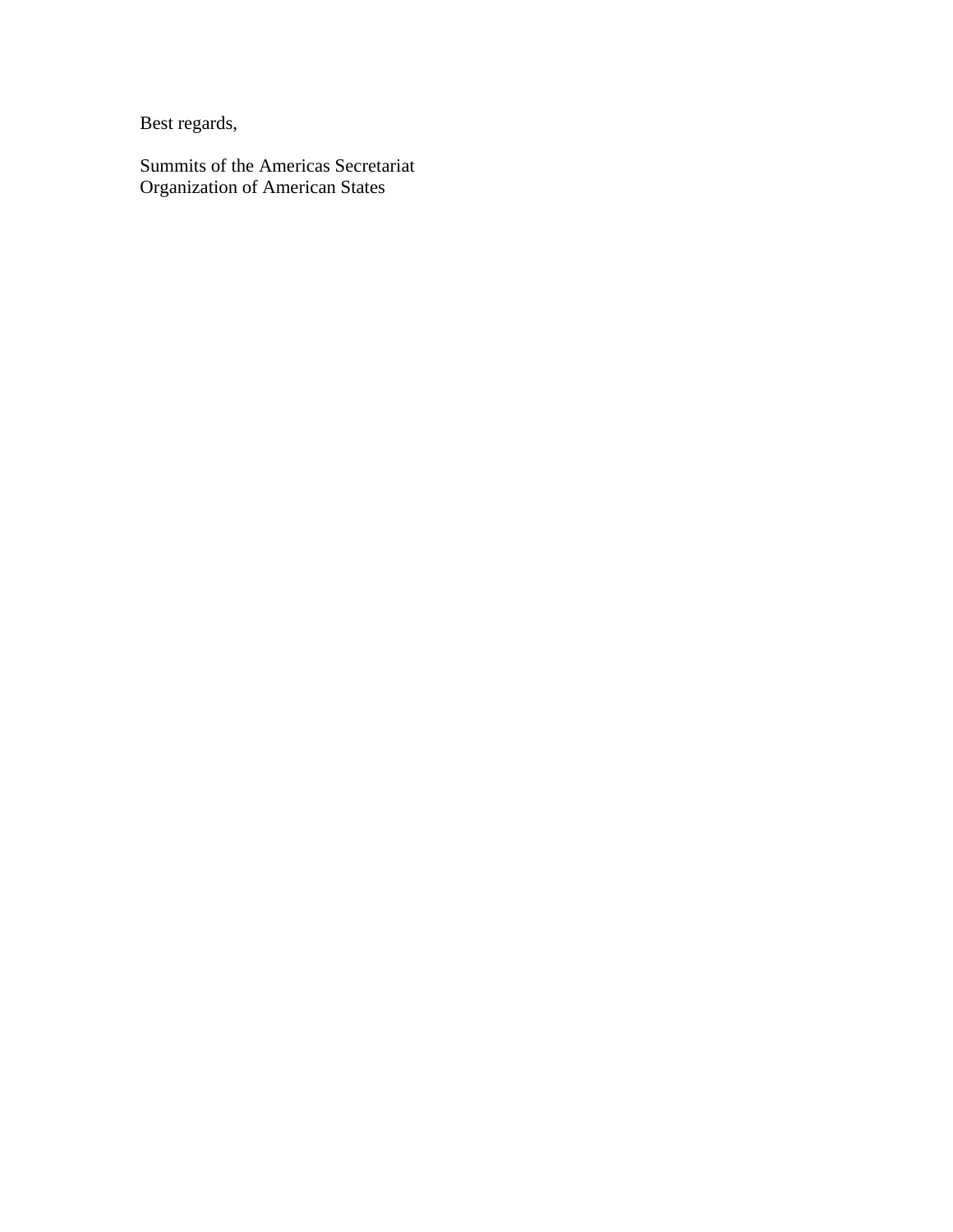Best regards,

Summits of the Americas Secretariat
Organization of American States